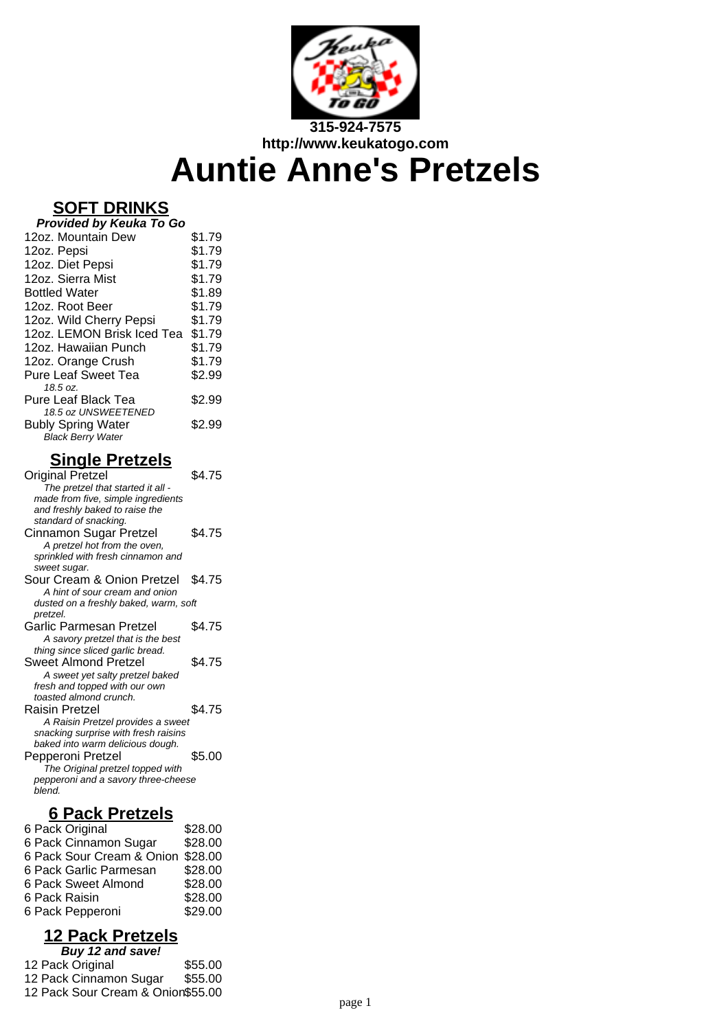**315-924-7575**
**http://www.keukatogo.com**

# Auntie Anne's Pretzels

## SOFT DRINKS

***Provided by Keuka To Go***

| Item | Price |
|---|---|
| 12oz. Mountain Dew | $1.79 |
| 12oz. Pepsi | $1.79 |
| 12oz. Diet Pepsi | $1.79 |
| 12oz. Sierra Mist | $1.79 |
| Bottled Water | $1.89 |
| 12oz. Root Beer | $1.79 |
| 12oz. Wild Cherry Pepsi | $1.79 |
| 12oz. LEMON Brisk Iced Tea | $1.79 |
| 12oz. Hawaiian Punch | $1.79 |
| 12oz. Orange Crush | $1.79 |
| Pure Leaf Sweet Tea *18.5 oz.* | $2.99 |
| Pure Leaf Black Tea *18.5 oz UNSWEETENED* | $2.99 |
| Bubly Spring Water *Black Berry Water* | $2.99 |

## Single Pretzels

| Item | Price |
|---|---|
| Original Pretzel *The pretzel that started it all - made from five, simple ingredients and freshly baked to raise the standard of snacking.* | $4.75 |
| Cinnamon Sugar Pretzel *A pretzel hot from the oven, sprinkled with fresh cinnamon and sweet sugar.* | $4.75 |
| Sour Cream & Onion Pretzel *A hint of sour cream and onion dusted on a freshly baked, warm, soft pretzel.* | $4.75 |
| Garlic Parmesan Pretzel *A savory pretzel that is the best thing since sliced garlic bread.* | $4.75 |
| Sweet Almond Pretzel *A sweet yet salty pretzel baked fresh and topped with our own toasted almond crunch.* | $4.75 |
| Raisin Pretzel *A Raisin Pretzel provides a sweet snacking surprise with fresh raisins baked into warm delicious dough.* | $4.75 |
| Pepperoni Pretzel *The Original pretzel topped with pepperoni and a savory three-cheese blend.* | $5.00 |

## 6 Pack Pretzels

| Item | Price |
|---|---|
| 6 Pack Original | $28.00 |
| 6 Pack Cinnamon Sugar | $28.00 |
| 6 Pack Sour Cream & Onion | $28.00 |
| 6 Pack Garlic Parmesan | $28.00 |
| 6 Pack Sweet Almond | $28.00 |
| 6 Pack Raisin | $28.00 |
| 6 Pack Pepperoni | $29.00 |

## 12 Pack Pretzels

***Buy 12 and save!***

| Item | Price |
|---|---|
| 12 Pack Original | $55.00 |
| 12 Pack Cinnamon Sugar | $55.00 |
| 12 Pack Sour Cream & Onion | $55.00 |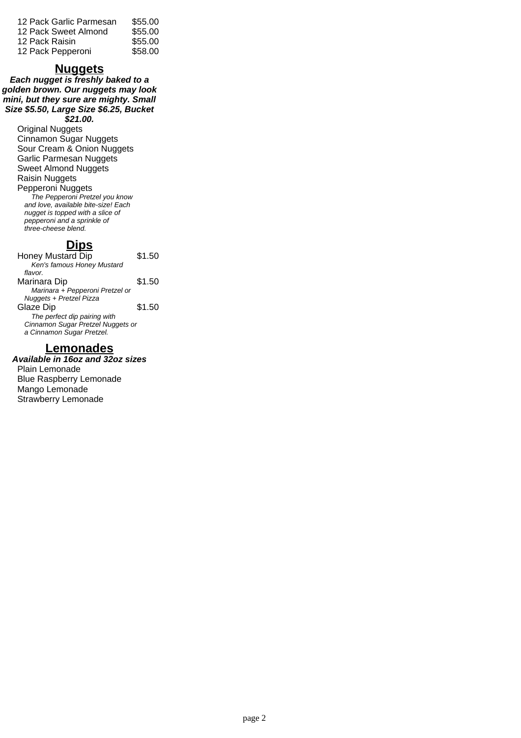| | |
|---|---|
| 12 Pack Garlic Parmesan | $55.00 |
| 12 Pack Sweet Almond | $55.00 |
| 12 Pack Raisin | $55.00 |
| 12 Pack Pepperoni | $58.00 |

## Nuggets

***Each nugget is freshly baked to a golden brown. Our nuggets may look mini, but they sure are mighty. Small Size $5.50, Large Size $6.25, Bucket $21.00.***

- Original Nuggets
- Cinnamon Sugar Nuggets
- Sour Cream & Onion Nuggets
- Garlic Parmesan Nuggets
- Sweet Almond Nuggets
- Raisin Nuggets
- Pepperoni Nuggets
  *The Pepperoni Pretzel you know and love, available bite-size! Each nugget is topped with a slice of pepperoni and a sprinkle of three-cheese blend.*

## Dips

| | |
|---|---|
| Honey Mustard Dip<br>*Ken's famous Honey Mustard flavor.* | $1.50 |
| Marinara Dip<br>*Marinara + Pepperoni Pretzel or Nuggets + Pretzel Pizza* | $1.50 |
| Glaze Dip<br>*The perfect dip pairing with Cinnamon Sugar Pretzel Nuggets or a Cinnamon Sugar Pretzel.* | $1.50 |

## Lemonades

***Available in 16oz and 32oz sizes***

- Plain Lemonade
- Blue Raspberry Lemonade
- Mango Lemonade
- Strawberry Lemonade